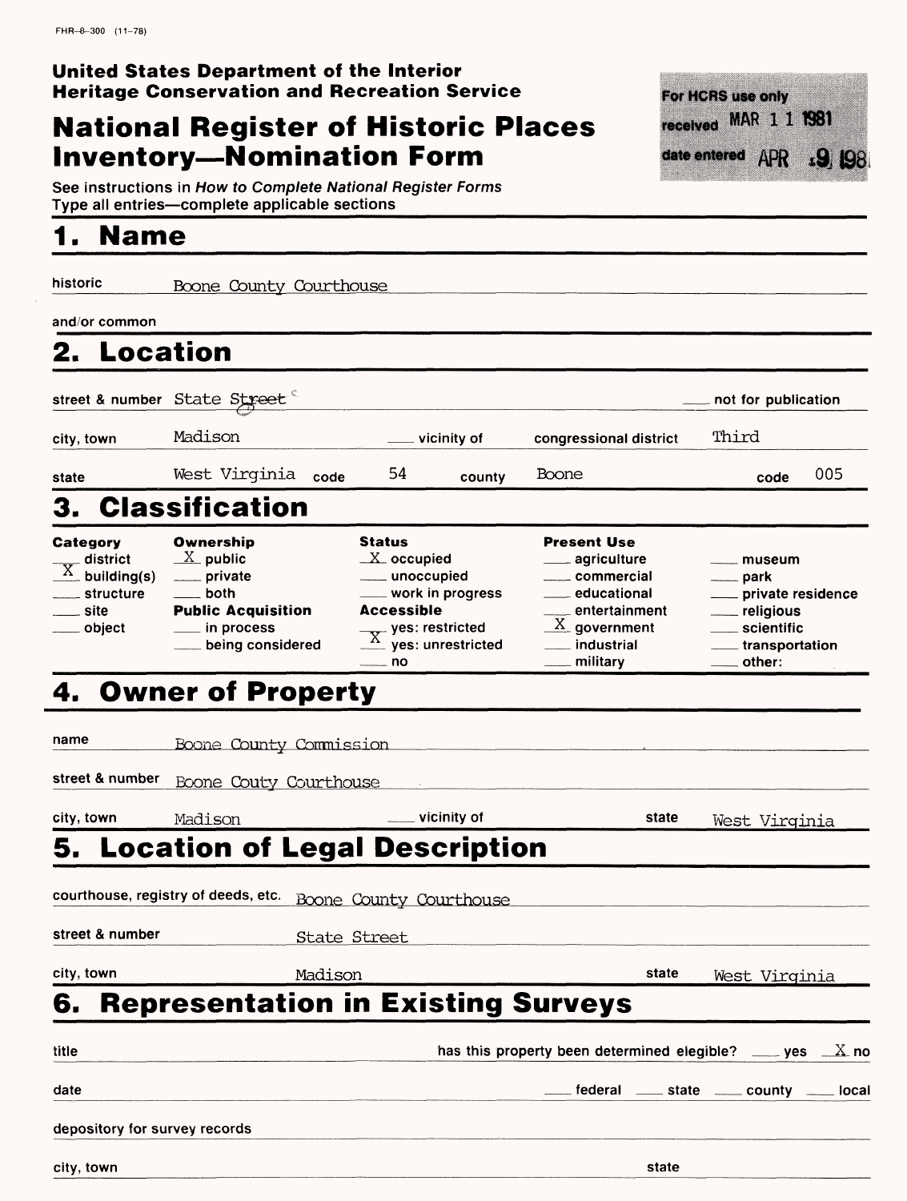FHR-8-300 (11-78)

**United States Department of the Interior**
**Heritage Conservation and Recreation Service**

# National Register of Historic Places Inventory—Nomination Form

For HCRS use only
received MAR 11 1981
date entered APR 9 1981

See instructions in *How to Complete National Register Forms*
Type all entries—complete applicable sections

## 1. Name

historic Boone County Courthouse

and/or common

## 2. Location

street & number State Street ___ not for publication

city, town Madison ___ vicinity of congressional district Third

state West Virginia code 54 county Boone code 005

## 3. Classification

| Category | Ownership | Status | Present Use | |
|---|---|---|---|---|
| ___ district | X public | X occupied | ___ agriculture | ___ museum |
| X building(s) | ___ private | ___ unoccupied | ___ commercial | ___ park |
| ___ structure | ___ both | ___ work in progress | ___ educational | ___ private residence |
| ___ site | **Public Acquisition** | **Accessible** | ___ entertainment | ___ religious |
| ___ object | ___ in process | ___ yes: restricted | X government | ___ scientific |
| | ___ being considered | X yes: unrestricted | ___ industrial | ___ transportation |
| | | ___ no | ___ military | ___ other: |

## 4. Owner of Property

name Boone County Commission

street & number Boone Couty Courthouse

city, town Madison ___ vicinity of state West Virginia

## 5. Location of Legal Description

courthouse, registry of deeds, etc. Boone County Courthouse

street & number State Street

city, town Madison state West Virginia

## 6. Representation in Existing Surveys

title has this property been determined elegible? ___ yes X no

date ___ federal ___ state ___ county ___ local

depository for survey records

city, town state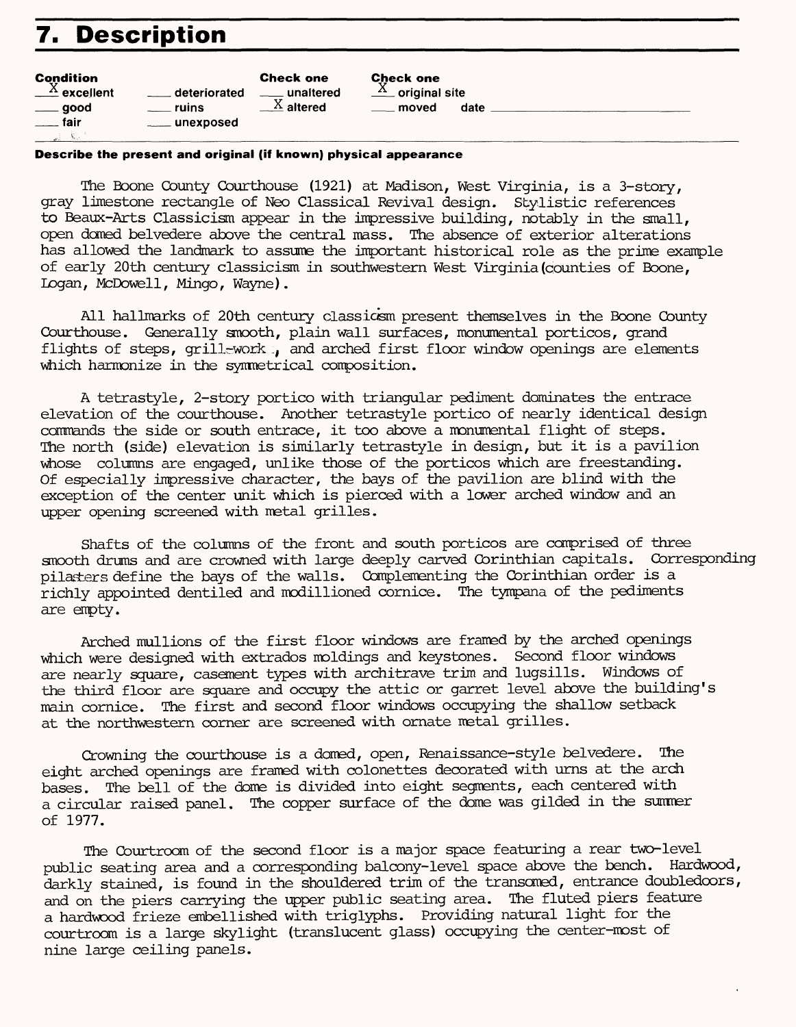# 7. Description

| Condition | | Check one | Check one |
|---|---|---|---|
| X excellent | ___ deteriorated | ___ unaltered | X original site |
| ___ good | ___ ruins | X altered | ___ moved date ___ |
| ___ fair | ___ unexposed | | |

**Describe the present and original (if known) physical appearance**

The Boone County Courthouse (1921) at Madison, West Virginia, is a 3-story, gray limestone rectangle of Neo Classical Revival design. Stylistic references to Beaux-Arts Classicism appear in the impressive building, notably in the small, open domed belvedere above the central mass. The absence of exterior alterations has allowed the landmark to assume the important historical role as the prime example of early 20th century classicism in southwestern West Virginia (counties of Boone, Logan, McDowell, Mingo, Wayne).

All hallmarks of 20th century classicism present themselves in the Boone County Courthouse. Generally smooth, plain wall surfaces, monumental porticos, grand flights of steps, grill-work, and arched first floor window openings are elements which harmonize in the symmetrical composition.

A tetrastyle, 2-story portico with triangular pediment dominates the entrace elevation of the courthouse. Another tetrastyle portico of nearly identical design commands the side or south entrace, it too above a monumental flight of steps. The north (side) elevation is similarly tetrastyle in design, but it is a pavilion whose columns are engaged, unlike those of the porticos which are freestanding. Of especially impressive character, the bays of the pavilion are blind with the exception of the center unit which is pierced with a lower arched window and an upper opening screened with metal grilles.

Shafts of the columns of the front and south porticos are comprised of three smooth drums and are crowned with large deeply carved Corinthian capitals. Corresponding pilasters define the bays of the walls. Complementing the Corinthian order is a richly appointed dentiled and modillioned cornice. The tympana of the pediments are empty.

Arched mullions of the first floor windows are framed by the arched openings which were designed with extrados moldings and keystones. Second floor windows are nearly square, casement types with architrave trim and lugsills. Windows of the third floor are square and occupy the attic or garret level above the building's main cornice. The first and second floor windows occupying the shallow setback at the northwestern corner are screened with ornate metal grilles.

Crowning the courthouse is a domed, open, Renaissance-style belvedere. The eight arched openings are framed with colonettes decorated with urns at the arch bases. The bell of the dome is divided into eight segments, each centered with a circular raised panel. The copper surface of the dome was gilded in the summer of 1977.

The Courtroom of the second floor is a major space featuring a rear two-level public seating area and a corresponding balcony-level space above the bench. Hardwood, darkly stained, is found in the shouldered trim of the transomed, entrance doubledoors, and on the piers carrying the upper public seating area. The fluted piers feature a hardwood frieze embellished with triglyphs. Providing natural light for the courtroom is a large skylight (translucent glass) occupying the center-most of nine large ceiling panels.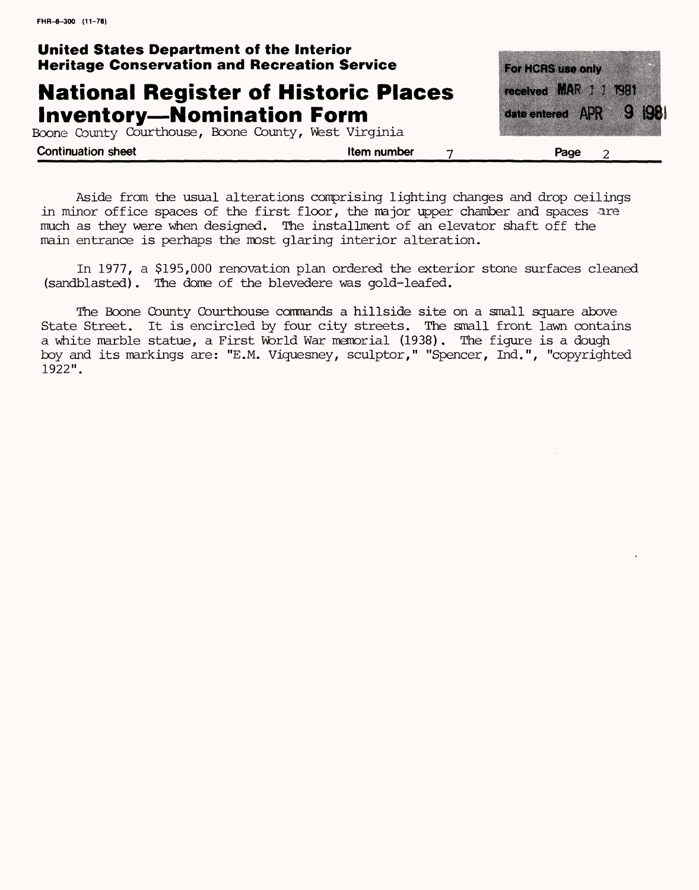Aside from the usual alterations comprising lighting changes and drop ceilings in minor office spaces of the first floor, the major upper chamber and spaces are much as they were when designed. The installment of an elevator shaft off the main entrance is perhaps the most glaring interior alteration.

In 1977, a $195,000 renovation plan ordered the exterior stone surfaces cleaned (sandblasted). The dome of the blevedere was gold-leafed.

The Boone County Courthouse commands a hillside site on a small square above State Street. It is encircled by four city streets. The small front lawn contains a white marble statue, a First World War memorial (1938). The figure is a dough boy and its markings are: "E.M. Viquesney, sculptor," "Spencer, Ind.", "copyrighted 1922".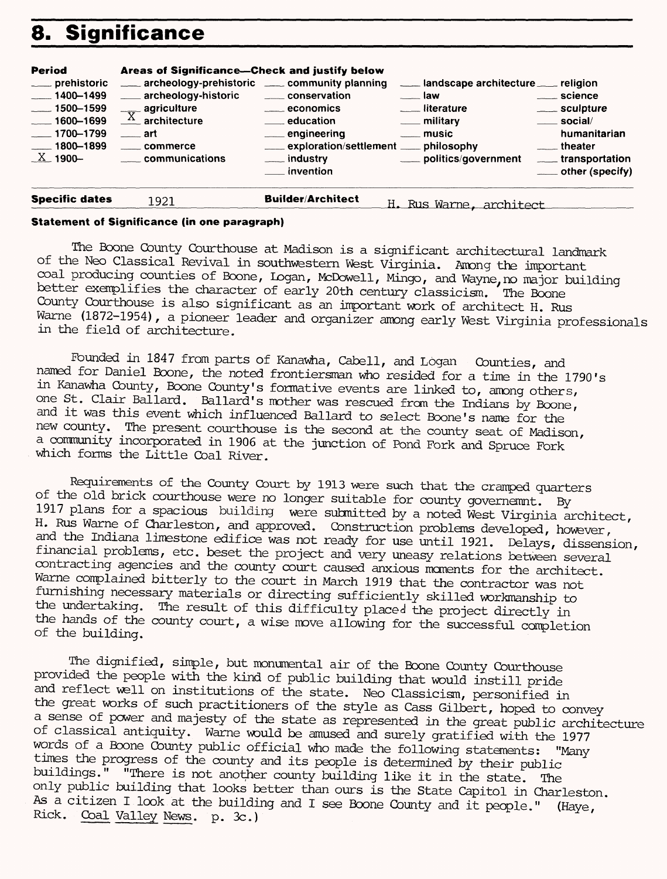## 8. Significance

| Period | Areas of Significance—Check and justify below | | | |
|---|---|---|---|---|
| ___ prehistoric | ___ archeology-prehistoric | ___ community planning | ___ landscape architecture | ___ religion |
| ___ 1400–1499 | ___ archeology-historic | ___ conservation | ___ law | ___ science |
| ___ 1500–1599 | ___ agriculture | ___ economics | ___ literature | ___ sculpture |
| ___ 1600–1699 | X architecture | ___ education | ___ military | ___ social/humanitarian |
| ___ 1700–1799 | ___ art | ___ engineering | ___ music | ___ theater |
| ___ 1800–1899 | ___ commerce | ___ exploration/settlement | ___ philosophy | ___ transportation |
| X 1900– | ___ communications | ___ industry | ___ politics/government | ___ other (specify) |
| | | ___ invention | | |

**Specific dates** 1921 **Builder/Architect** H. Rus Warne, architect

**Statement of Significance (in one paragraph)**

The Boone County Courthouse at Madison is a significant architectural landmark of the Neo Classical Revival in southwestern West Virginia. Among the important coal producing counties of Boone, Logan, McDowell, Mingo, and Wayne,no major building better exemplifies the character of early 20th century classicism. The Boone County Courthouse is also significant as an important work of architect H. Rus Warne (1872-1954), a pioneer leader and organizer among early West Virginia professionals in the field of architecture.

Founded in 1847 from parts of Kanawha, Cabell, and Logan Counties, and named for Daniel Boone, the noted frontiersman who resided for a time in the 1790's in Kanawha County, Boone County's formative events are linked to, among others, one St. Clair Ballard. Ballard's mother was rescued from the Indians by Boone, and it was this event which influenced Ballard to select Boone's name for the new county. The present courthouse is the second at the county seat of Madison, a community incorporated in 1906 at the junction of Pond Fork and Spruce Fork which forms the Little Coal River.

Requirements of the County Court by 1913 were such that the cramped quarters of the old brick courthouse were no longer suitable for county governemnt. By 1917 plans for a spacious building were submitted by a noted West Virginia architect, H. Rus Warne of Charleston, and approved. Construction problems developed, however, and the Indiana limestone edifice was not ready for use until 1921. Delays, dissension, financial problems, etc. beset the project and very uneasy relations between several contracting agencies and the county court caused anxious moments for the architect. Warne complained bitterly to the court in March 1919 that the contractor was not furnishing necessary materials or directing sufficiently skilled workmanship to the undertaking. The result of this difficulty placed the project directly in the hands of the county court, a wise move allowing for the successful completion of the building.

The dignified, simple, but monumental air of the Boone County Courthouse provided the people with the kind of public building that would instill pride and reflect well on institutions of the state. Neo Classicism, personified in the great works of such practitioners of the style as Cass Gilbert, hoped to convey a sense of power and majesty of the state as represented in the great public architecture of classical antiquity. Warne would be amused and surely gratified with the 1977 words of a Boone County public official who made the following statements: "Many times the progress of the county and its people is determined by their public buildings." "There is not another county building like it in the state. The only public building that looks better than ours is the State Capitol in Charleston. As a citizen I look at the building and I see Boone County and it people." (Haye, Rick. Coal Valley News. p. 3c.)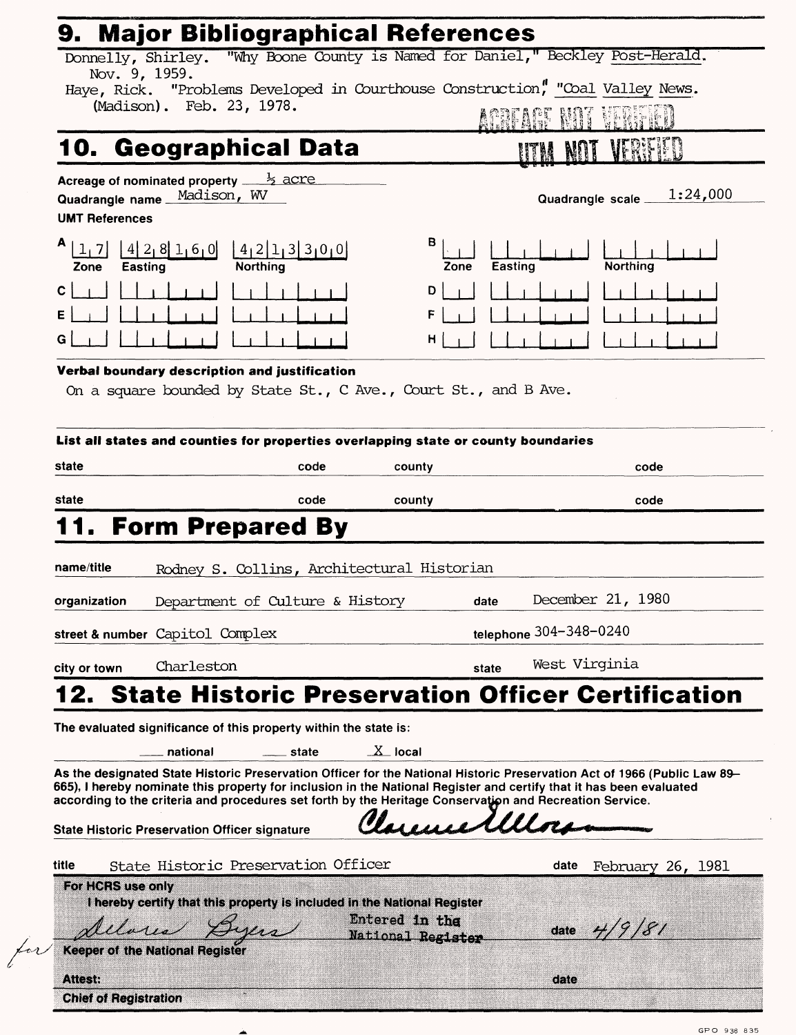# 9. Major Bibliographical References

Donnelly, Shirley. "Why Boone County is Named for Daniel," Beckley Post-Herald. Nov. 9, 1959.

Haye, Rick. "Problems Developed in Courthouse Construction," "Coal Valley News. (Madison). Feb. 23, 1978.

ACREAGE NOT VERIFIED

# 10. Geographical Data

UTM NOT VERIFIED

Acreage of nominated property ½ acre

Quadrangle name Madison, WV

Quadrangle scale 1:24,000

UMT References

| | Zone | Easting | Northing |
|---|---|---|---|
| A | 17 | 428160 | 4213300 |
| B | | | |
| C | | | |
| D | | | |
| E | | | |
| F | | | |
| G | | | |
| H | | | |

**Verbal boundary description and justification**

On a square bounded by State St., C Ave., Court St., and B Ave.

**List all states and counties for properties overlapping state or county boundaries**

| state | code | county | code |
|---|---|---|---|
| | | | |
| | | | |

# 11. Form Prepared By

name/title: Rodney S. Collins, Architectural Historian

organization: Department of Culture & History — date: December 21, 1980

street & number: Capitol Complex — telephone: 304-348-0240

city or town: Charleston — state: West Virginia

# 12. State Historic Preservation Officer Certification

The evaluated significance of this property within the state is:

___ national ___ state X local

As the designated State Historic Preservation Officer for the National Historic Preservation Act of 1966 (Public Law 89–665), I hereby nominate this property for inclusion in the National Register and certify that it has been evaluated according to the criteria and procedures set forth by the Heritage Conservation and Recreation Service.

State Historic Preservation Officer signature [signature]

title: State Historic Preservation Officer — date: February 26, 1981

**For HCRS use only**

I hereby certify that this property is included in the National Register

for [signature: Delores Byers] Entered in the National Register — date 4/9/81

Keeper of the National Register

Attest: — date

Chief of Registration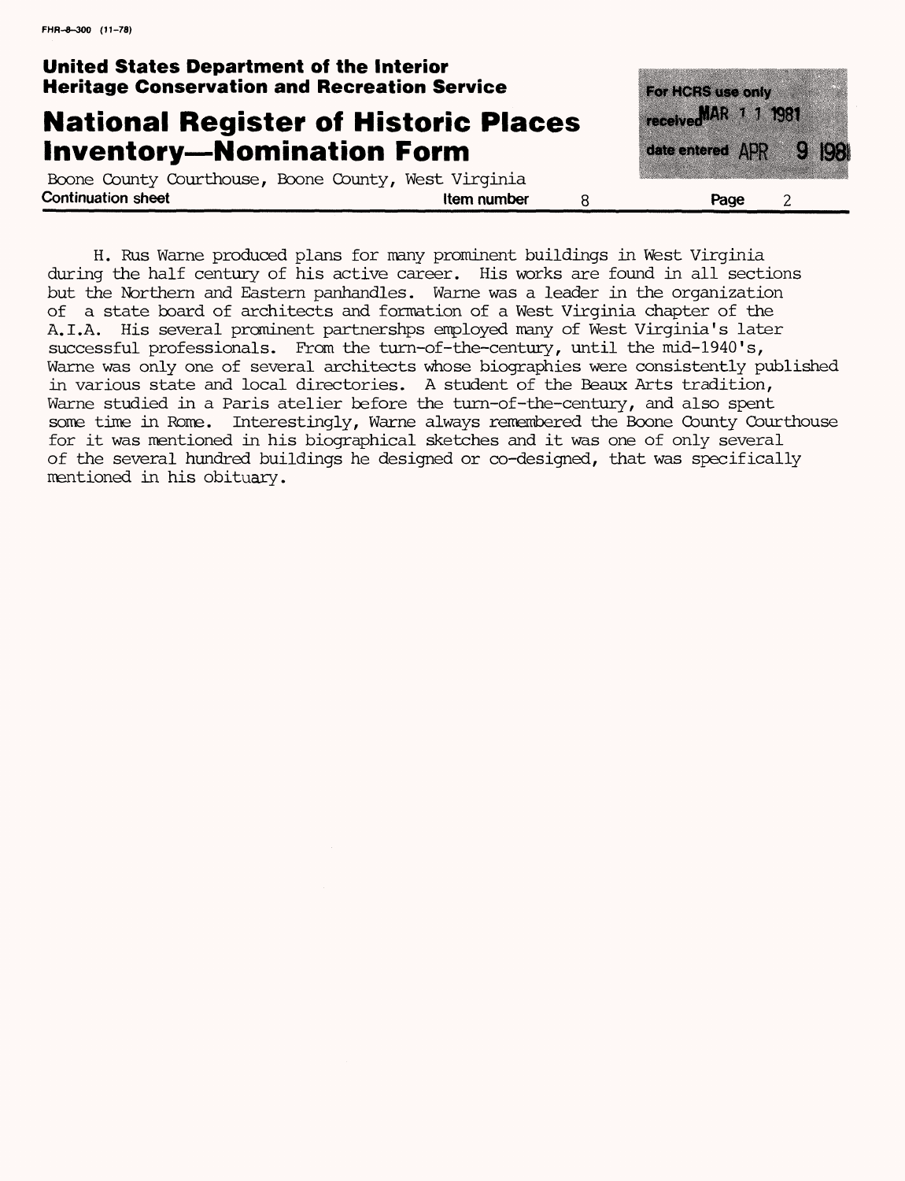H. Rus Warne produced plans for many prominent buildings in West Virginia during the half century of his active career. His works are found in all sections but the Northern and Eastern panhandles. Warne was a leader in the organization of a state board of architects and formation of a West Virginia chapter of the A.I.A. His several prominent partnershps employed many of West Virginia's later successful professionals. From the turn-of-the-century, until the mid-1940's, Warne was only one of several architects whose biographies were consistently published in various state and local directories. A student of the Beaux Arts tradition, Warne studied in a Paris atelier before the turn-of-the-century, and also spent some time in Rome. Interestingly, Warne always remembered the Boone County Courthouse for it was mentioned in his biographical sketches and it was one of only several of the several hundred buildings he designed or co-designed, that was specifically mentioned in his obituary.